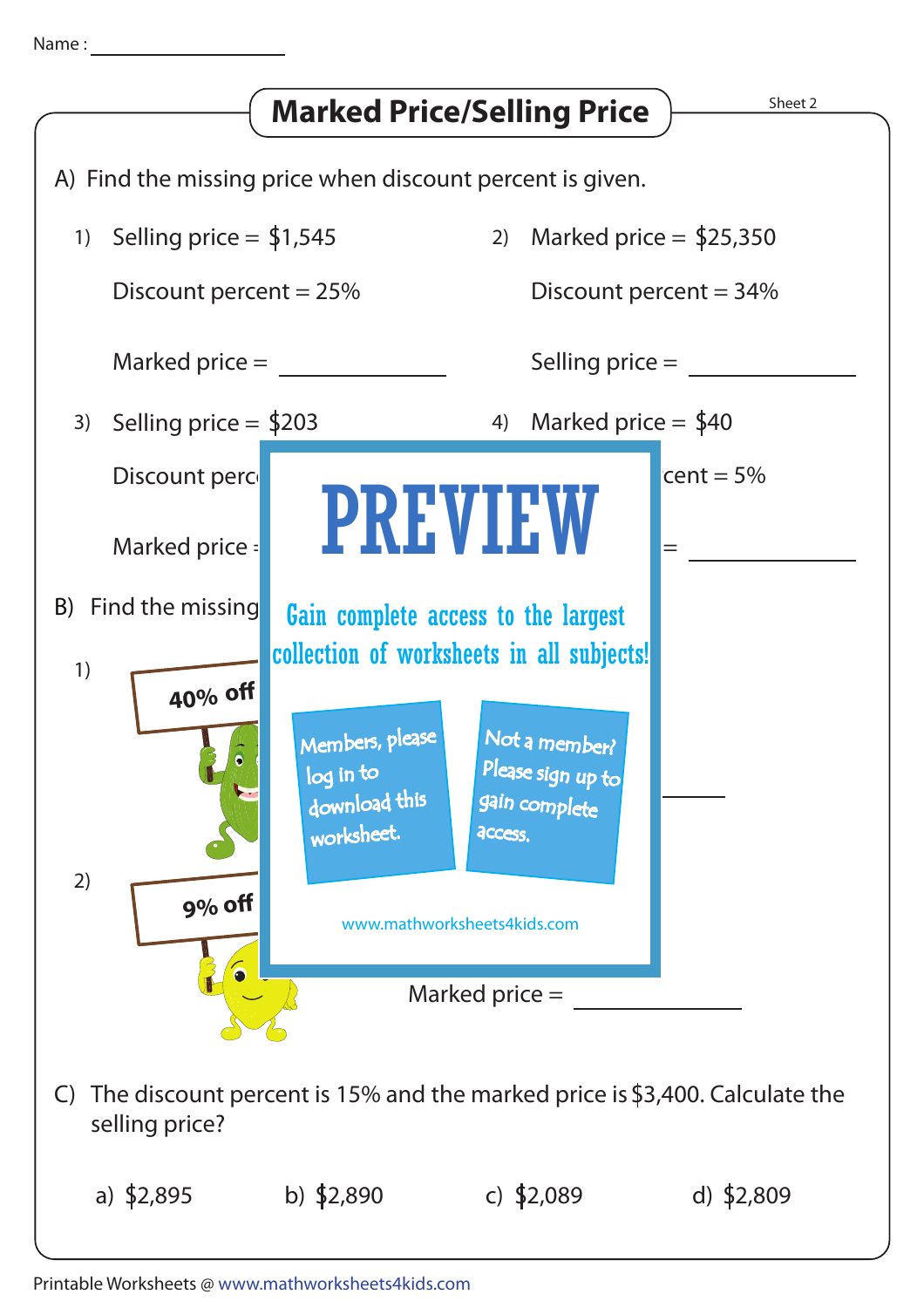Name : ________________

## Marked Price/Selling Price

Sheet 2

A) Find the missing price when discount percent is given.

1) Selling price = $1,545

Discount percent = 25%

Marked price = ____________

2) Marked price = $25,350

Discount percent = 34%

Selling price = ____________

3) Selling price = $203

Discount perc

Marked price =

4) Marked price = $40

cent = 5%

= ____________

B) Find the missing

1) 40% off

______

2) 9% off

Marked price = ____________

PREVIEW

Gain complete access to the largest collection of worksheets in all subjects!

Members, please log in to download this worksheet.

Not a member? Please sign up to gain complete access.

www.mathworksheets4kids.com

C) The discount percent is 15% and the marked price is $3,400. Calculate the selling price?

a) $2,895 b) $2,890 c) $2,089 d) $2,809

Printable Worksheets @ www.mathworksheets4kids.com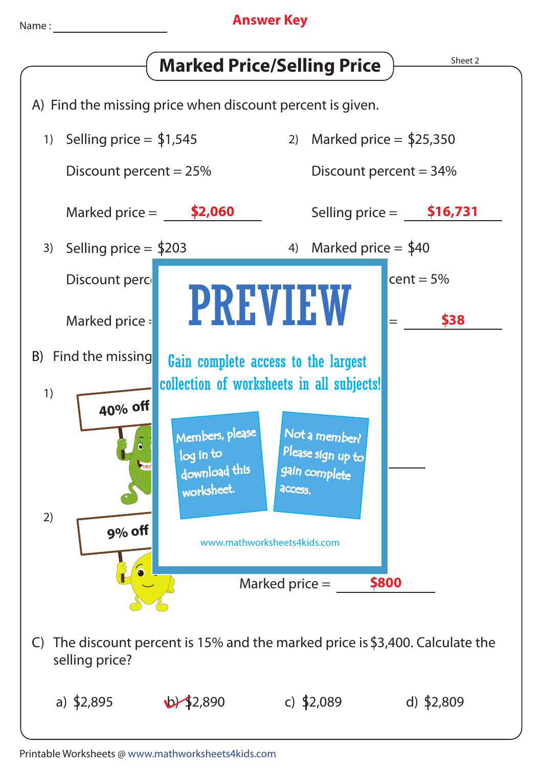Name : ____________

**Answer Key**

# Marked Price/Selling Price

Sheet 2

A) Find the missing price when discount percent is given.

1) Selling price = $1,545

Discount percent = 25%

Marked price = **$2,060**

2) Marked price = $25,350

Discount percent = 34%

Selling price = **$16,731**

3) Selling price = $203

Discount perc

Marked price =

4) Marked price = $40

cent = 5%

= **$38**

B) Find the missing

1) 40% off

2) 9% off

Marked price = **$800**

PREVIEW

Gain complete access to the largest collection of worksheets in all subjects!

Members, please log in to download this worksheet.

Not a member? Please sign up to gain complete access.

www.mathworksheets4kids.com

C) The discount percent is 15% and the marked price is $3,400. Calculate the selling price?

a) $2,895 b) $2,890 ✓ c) $2,089 d) $2,809

Printable Worksheets @ www.mathworksheets4kids.com